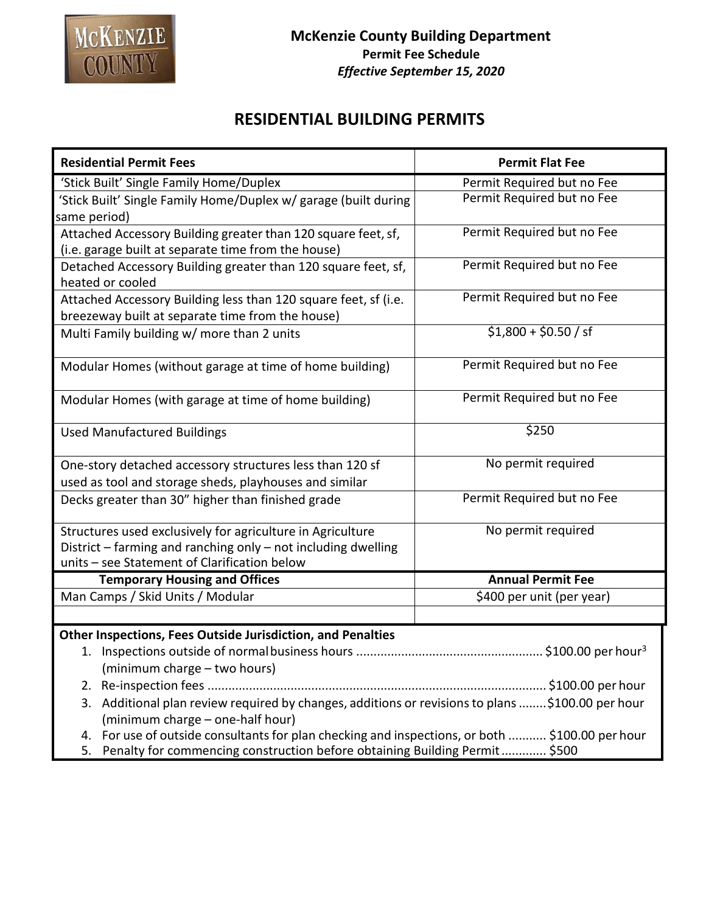**McKenzie County Building Department**
**Permit Fee Schedule**
***Effective September 15, 2020***

# RESIDENTIAL BUILDING PERMITS

| Residential Permit Fees | Permit Flat Fee |
|---|---|
| 'Stick Built' Single Family Home/Duplex | Permit Required but no Fee |
| 'Stick Built' Single Family Home/Duplex w/ garage (built during same period) | Permit Required but no Fee |
| Attached Accessory Building greater than 120 square feet, sf, (i.e. garage built at separate time from the house) | Permit Required but no Fee |
| Detached Accessory Building greater than 120 square feet, sf, heated or cooled | Permit Required but no Fee |
| Attached Accessory Building less than 120 square feet, sf (i.e. breezeway built at separate time from the house) | Permit Required but no Fee |
| Multi Family building w/ more than 2 units | $1,800 + $0.50 / sf |
| Modular Homes (without garage at time of home building) | Permit Required but no Fee |
| Modular Homes (with garage at time of home building) | Permit Required but no Fee |
| Used Manufactured Buildings | $250 |
| One-story detached accessory structures less than 120 sf used as tool and storage sheds, playhouses and similar | No permit required |
| Decks greater than 30" higher than finished grade | Permit Required but no Fee |
| Structures used exclusively for agriculture in Agriculture District – farming and ranching only – not including dwelling units – see Statement of Clarification below | No permit required |
| **Temporary Housing and Offices** | **Annual Permit Fee** |
| Man Camps / Skid Units / Modular | $400 per unit (per year) |
| | |

**Other Inspections, Fees Outside Jurisdiction, and Penalties**

1. Inspections outside of normal business hours ..................................................... $100.00 per hour[3] (minimum charge – two hours)
2. Re-inspection fees ................................................................................................ $100.00 per hour
3. Additional plan review required by changes, additions or revisions to plans ........$100.00 per hour (minimum charge – one-half hour)
4. For use of outside consultants for plan checking and inspections, or both ........... $100.00 per hour
5. Penalty for commencing construction before obtaining Building Permit ............. $500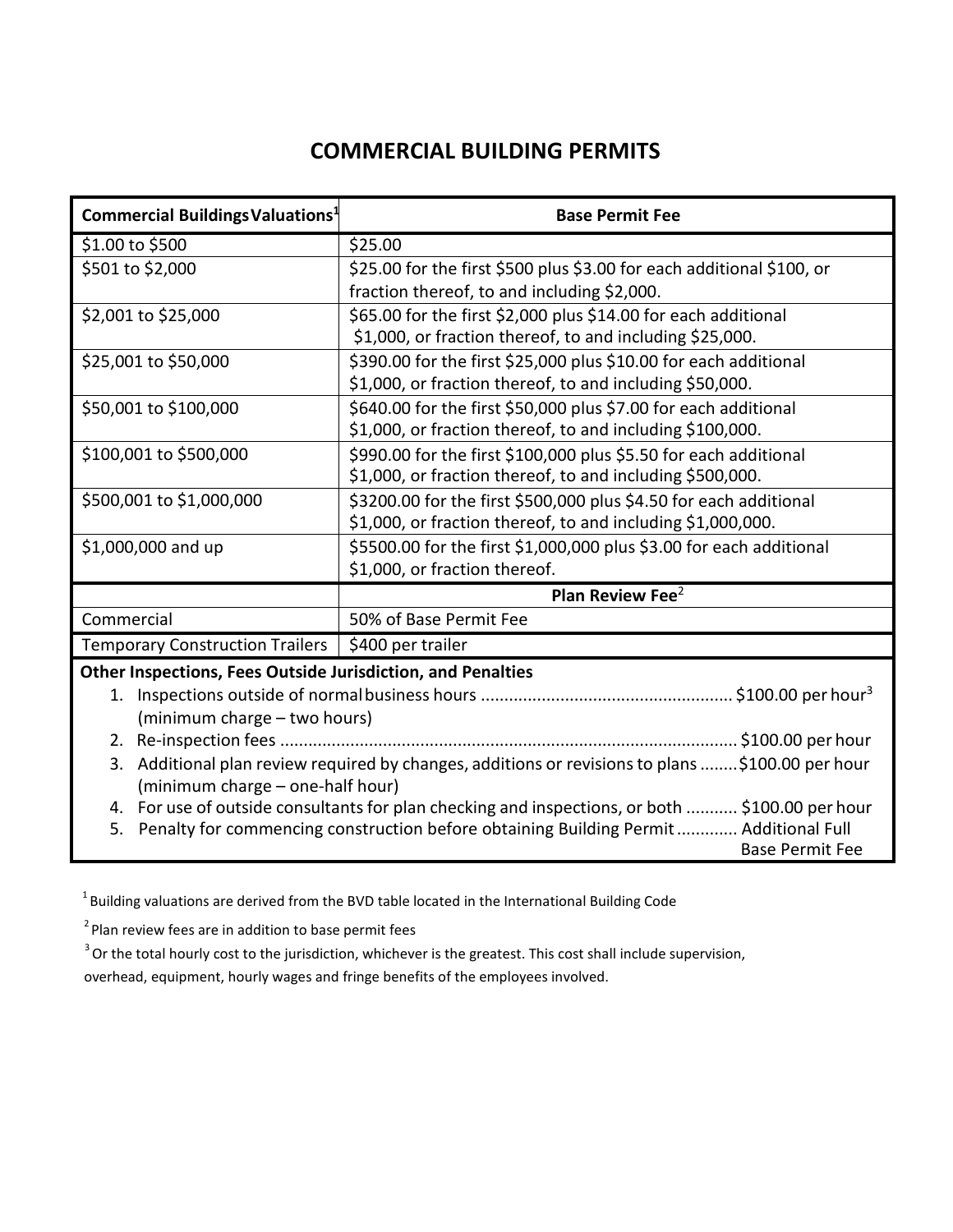# COMMERCIAL BUILDING PERMITS

| Commercial Buildings Valuations[1] | Base Permit Fee |
|---|---|
| \$1.00 to \$500 | \$25.00 |
| \$501 to \$2,000 | \$25.00 for the first \$500 plus \$3.00 for each additional \$100, or fraction thereof, to and including \$2,000. |
| \$2,001 to \$25,000 | \$65.00 for the first \$2,000 plus \$14.00 for each additional \$1,000, or fraction thereof, to and including \$25,000. |
| \$25,001 to \$50,000 | \$390.00 for the first \$25,000 plus \$10.00 for each additional \$1,000, or fraction thereof, to and including \$50,000. |
| \$50,001 to \$100,000 | \$640.00 for the first \$50,000 plus \$7.00 for each additional \$1,000, or fraction thereof, to and including \$100,000. |
| \$100,001 to \$500,000 | \$990.00 for the first \$100,000 plus \$5.50 for each additional \$1,000, or fraction thereof, to and including \$500,000. |
| \$500,001 to \$1,000,000 | \$3200.00 for the first \$500,000 plus \$4.50 for each additional \$1,000, or fraction thereof, to and including \$1,000,000. |
| \$1,000,000 and up | \$5500.00 for the first \$1,000,000 plus \$3.00 for each additional \$1,000, or fraction thereof. |
| | **Plan Review Fee**[2] |
| Commercial | 50% of Base Permit Fee |
| Temporary Construction Trailers | \$400 per trailer |

**Other Inspections, Fees Outside Jurisdiction, and Penalties**

1. Inspections outside of normal business hours ..................................................... \$100.00 per hour[3] (minimum charge – two hours)
2. Re-inspection fees ................................................................................................ \$100.00 per hour
3. Additional plan review required by changes, additions or revisions to plans ........ \$100.00 per hour (minimum charge – one-half hour)
4. For use of outside consultants for plan checking and inspections, or both ........... \$100.00 per hour
5. Penalty for commencing construction before obtaining Building Permit ............. Additional Full Base Permit Fee

[1] Building valuations are derived from the BVD table located in the International Building Code

[2] Plan review fees are in addition to base permit fees

[3] Or the total hourly cost to the jurisdiction, whichever is the greatest. This cost shall include supervision, overhead, equipment, hourly wages and fringe benefits of the employees involved.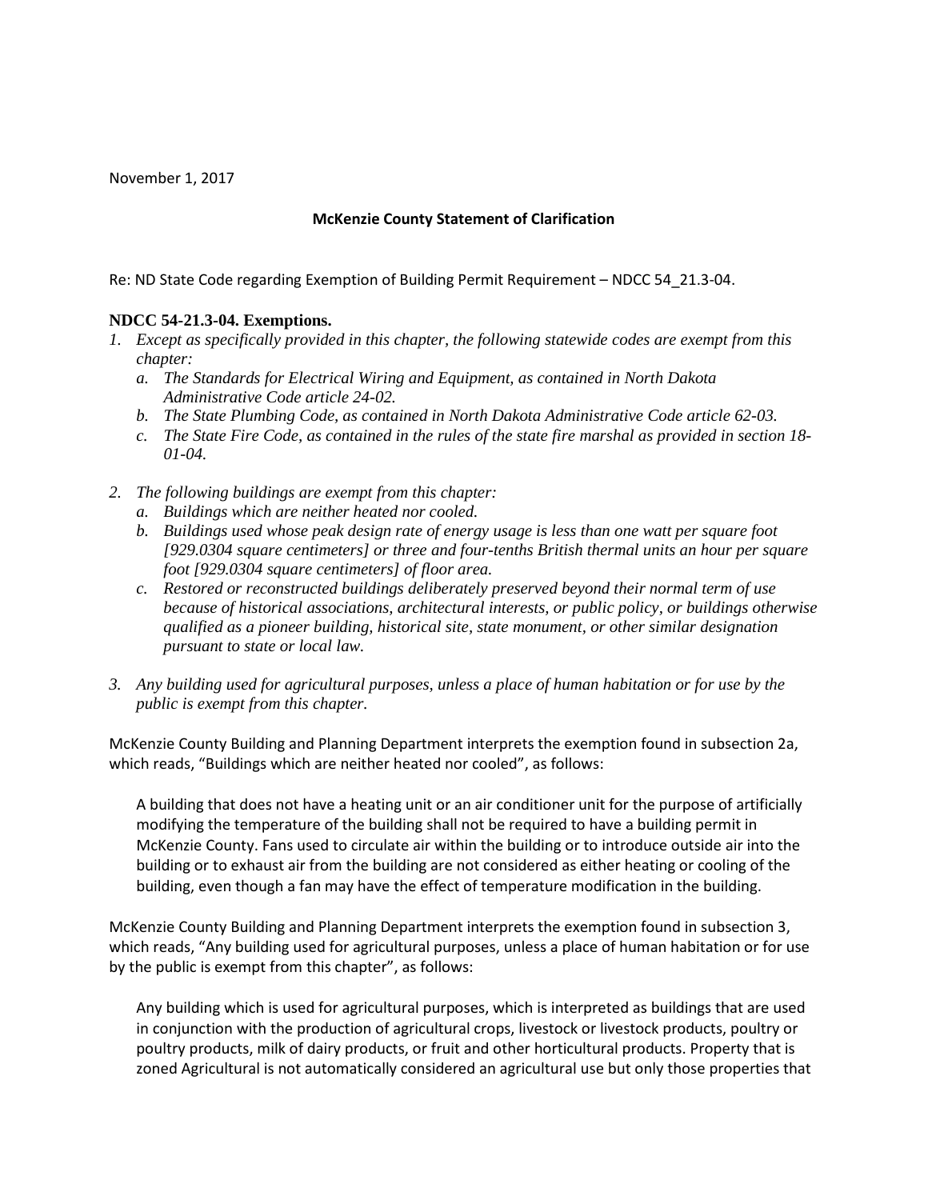November 1, 2017

**McKenzie County Statement of Clarification**

Re: ND State Code regarding Exemption of Building Permit Requirement – NDCC 54_21.3-04.

**NDCC 54-21.3-04. Exemptions.**

*1. Except as specifically provided in this chapter, the following statewide codes are exempt from this chapter:*

*a. The Standards for Electrical Wiring and Equipment, as contained in North Dakota Administrative Code article 24-02.*

*b. The State Plumbing Code, as contained in North Dakota Administrative Code article 62-03.*

*c. The State Fire Code, as contained in the rules of the state fire marshal as provided in section 18-01-04.*

*2. The following buildings are exempt from this chapter:*

*a. Buildings which are neither heated nor cooled.*

*b. Buildings used whose peak design rate of energy usage is less than one watt per square foot [929.0304 square centimeters] or three and four-tenths British thermal units an hour per square foot [929.0304 square centimeters] of floor area.*

*c. Restored or reconstructed buildings deliberately preserved beyond their normal term of use because of historical associations, architectural interests, or public policy, or buildings otherwise qualified as a pioneer building, historical site, state monument, or other similar designation pursuant to state or local law.*

*3. Any building used for agricultural purposes, unless a place of human habitation or for use by the public is exempt from this chapter.*

McKenzie County Building and Planning Department interprets the exemption found in subsection 2a, which reads, "Buildings which are neither heated nor cooled", as follows:

> A building that does not have a heating unit or an air conditioner unit for the purpose of artificially modifying the temperature of the building shall not be required to have a building permit in McKenzie County. Fans used to circulate air within the building or to introduce outside air into the building or to exhaust air from the building are not considered as either heating or cooling of the building, even though a fan may have the effect of temperature modification in the building.

McKenzie County Building and Planning Department interprets the exemption found in subsection 3, which reads, "Any building used for agricultural purposes, unless a place of human habitation or for use by the public is exempt from this chapter", as follows:

> Any building which is used for agricultural purposes, which is interpreted as buildings that are used in conjunction with the production of agricultural crops, livestock or livestock products, poultry or poultry products, milk of dairy products, or fruit and other horticultural products. Property that is zoned Agricultural is not automatically considered an agricultural use but only those properties that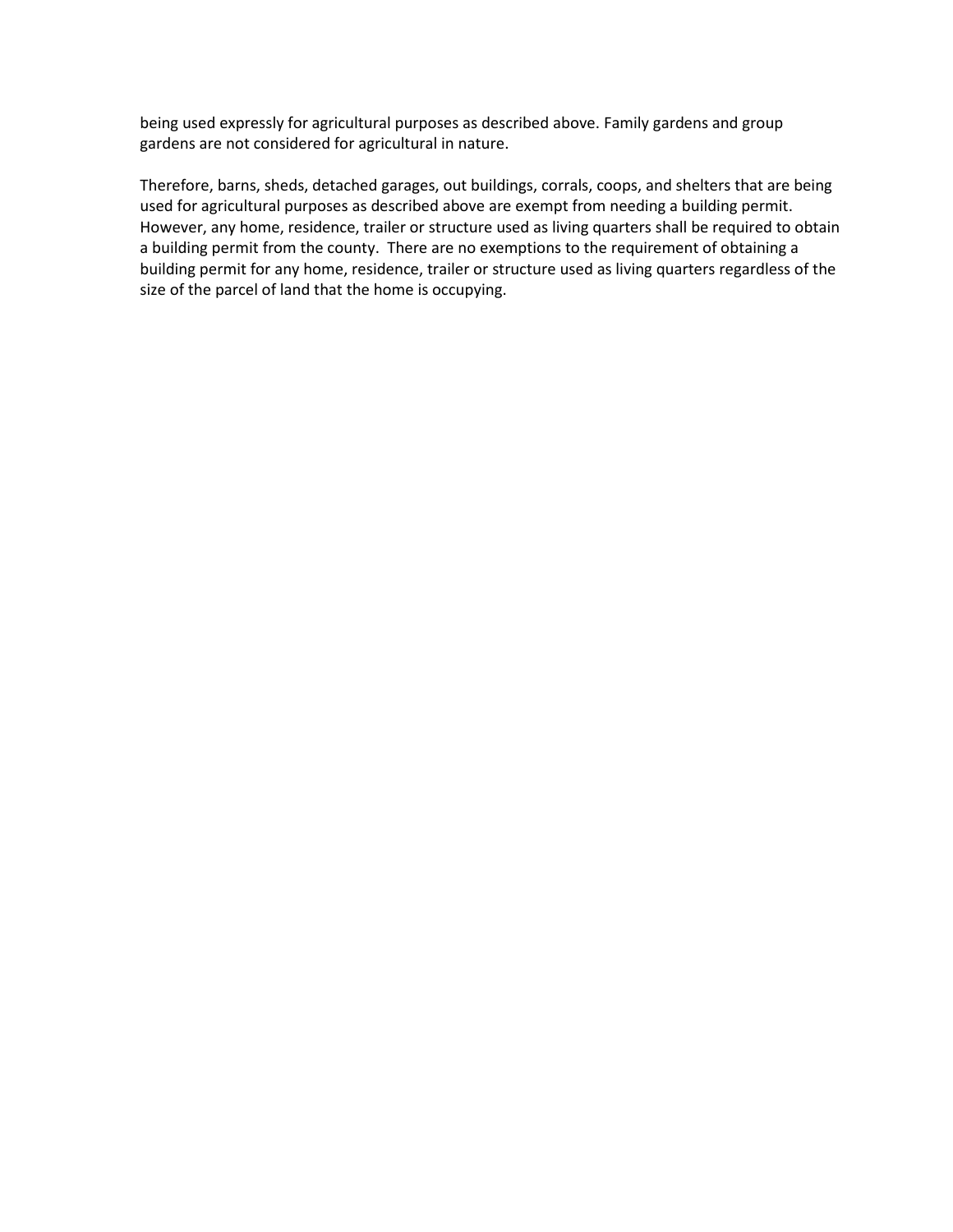being used expressly for agricultural purposes as described above. Family gardens and group gardens are not considered for agricultural in nature.

Therefore, barns, sheds, detached garages, out buildings, corrals, coops, and shelters that are being used for agricultural purposes as described above are exempt from needing a building permit. However, any home, residence, trailer or structure used as living quarters shall be required to obtain a building permit from the county. There are no exemptions to the requirement of obtaining a building permit for any home, residence, trailer or structure used as living quarters regardless of the size of the parcel of land that the home is occupying.